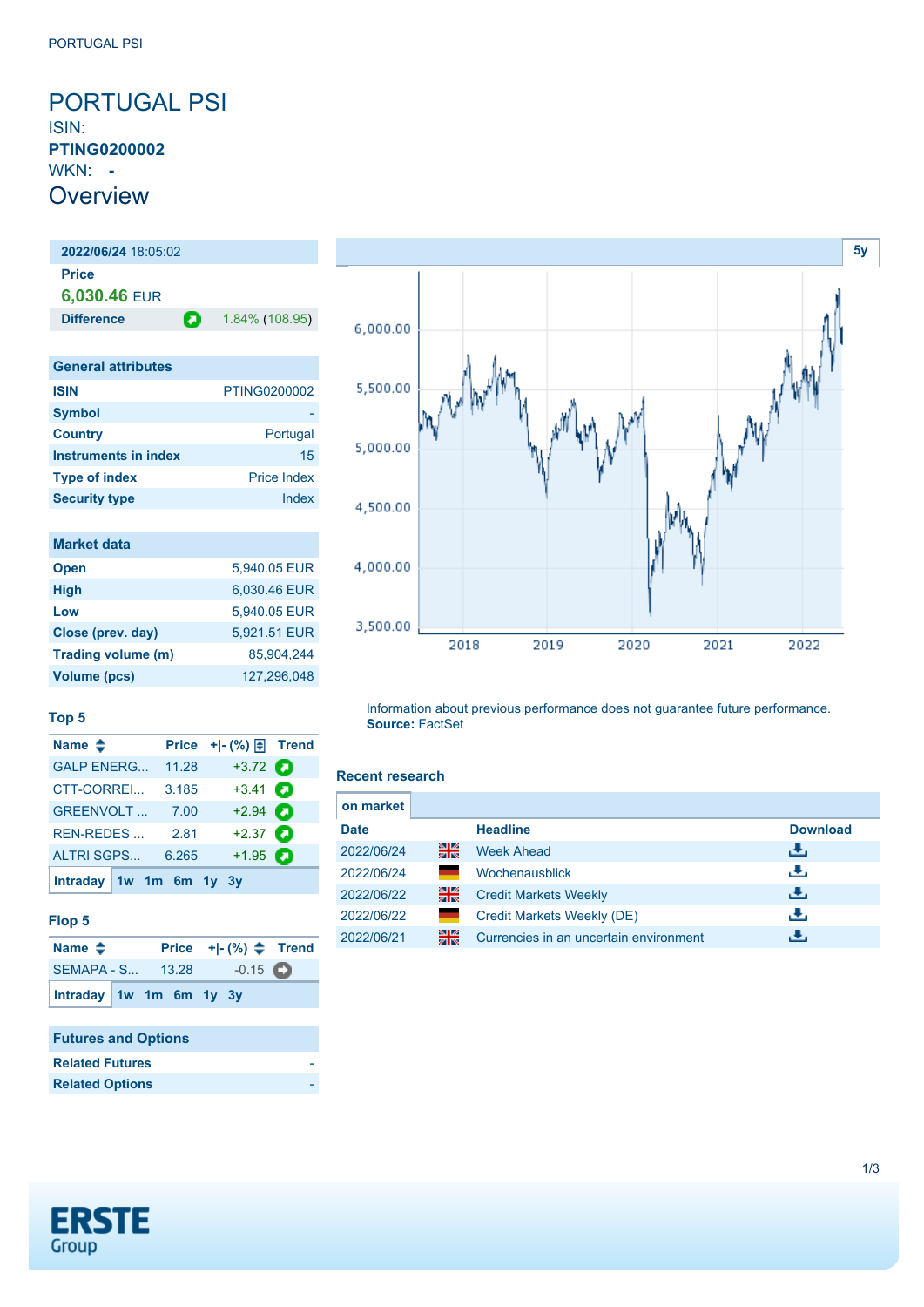# PORTUGAL PSI

ISIN: **PTING0200002**

WKN: **-**

## Overview

| **2022/06/24** 18:05:02 | |
|---|---|
| **Price** | |
| **6,030.46** EUR | |
| **Difference** | 1.84% (108.95) |

### General attributes

| | |
|---|---|
| **ISIN** | PTING0200002 |
| **Symbol** | - |
| **Country** | Portugal |
| **Instruments in index** | 15 |
| **Type of index** | Price Index |
| **Security type** | Index |

### Market data

| | |
|---|---|
| **Open** | 5,940.05 EUR |
| **High** | 6,030.46 EUR |
| **Low** | 5,940.05 EUR |
| **Close (prev. day)** | 5,921.51 EUR |
| **Trading volume (m)** | 85,904,244 |
| **Volume (pcs)** | 127,296,048 |

### Top 5

| Name | Price | +/- (%) | Trend |
|---|---|---|---|
| GALP ENERG... | 11.28 | +3.72 | |
| CTT-CORREI... | 3.185 | +3.41 | |
| GREENVOLT ... | 7.00 | +2.94 | |
| REN-REDES ... | 2.81 | +2.37 | |
| ALTRI SGPS... | 6.265 | +1.95 | |

Intraday 1w 1m 6m 1y 3y

### Flop 5

| Name | Price | +/- (%) | Trend |
|---|---|---|---|
| SEMAPA - S... | 13.28 | -0.15 | |

Intraday 1w 1m 6m 1y 3y

### Futures and Options

| | |
|---|---|
| **Related Futures** | - |
| **Related Options** | - |

5y

Information about previous performance does not guarantee future performance.
**Source:** FactSet

### Recent research

on market

| Date | | Headline | Download |
|---|---|---|---|
| 2022/06/24 | | Week Ahead | |
| 2022/06/24 | | Wochenausblick | |
| 2022/06/22 | | Credit Markets Weekly | |
| 2022/06/22 | | Credit Markets Weekly (DE) | |
| 2022/06/21 | | Currencies in an uncertain environment | |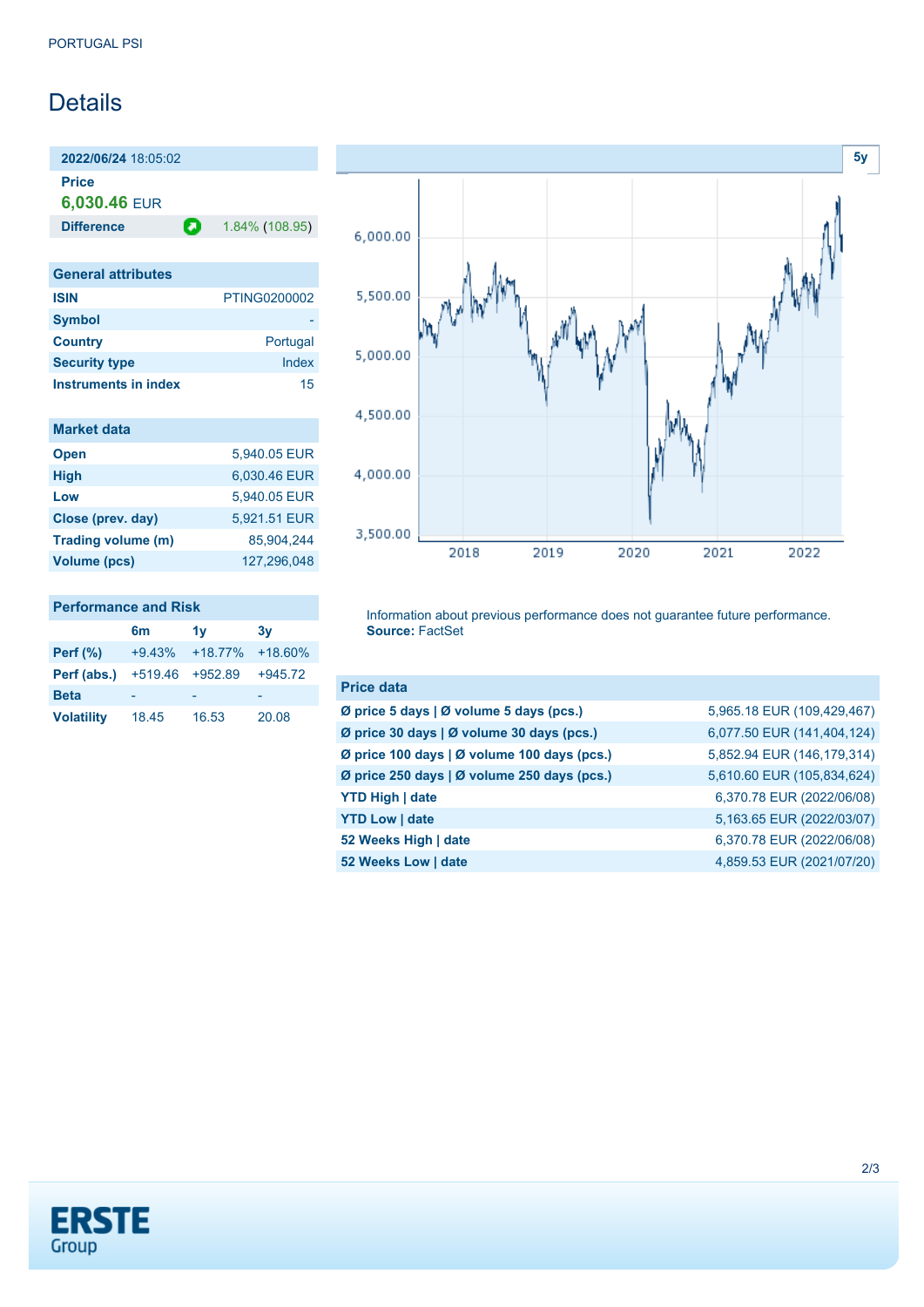PORTUGAL PSI

# Details

**2022/06/24** 18:05:02

**Price**

**6,030.46** EUR

| **Difference** | 1.84% (108.95) |
|---|---|

## General attributes

| | |
|---|---|
| **ISIN** | PTING0200002 |
| **Symbol** | - |
| **Country** | Portugal |
| **Security type** | Index |
| **Instruments in index** | 15 |

## Market data

| | |
|---|---|
| **Open** | 5,940.05 EUR |
| **High** | 6,030.46 EUR |
| **Low** | 5,940.05 EUR |
| **Close (prev. day)** | 5,921.51 EUR |
| **Trading volume (m)** | 85,904,244 |
| **Volume (pcs)** | 127,296,048 |

## Performance and Risk

| | 6m | 1y | 3y |
|---|---|---|---|
| **Perf (%)** | +9.43% | +18.77% | +18.60% |
| **Perf (abs.)** | +519.46 | +952.89 | +945.72 |
| **Beta** | - | - | - |
| **Volatility** | 18.45 | 16.53 | 20.08 |

5y

Information about previous performance does not guarantee future performance.
**Source:** FactSet

## Price data

| | |
|---|---|
| **Ø price 5 days \| Ø volume 5 days (pcs.)** | 5,965.18 EUR (109,429,467) |
| **Ø price 30 days \| Ø volume 30 days (pcs.)** | 6,077.50 EUR (141,404,124) |
| **Ø price 100 days \| Ø volume 100 days (pcs.)** | 5,852.94 EUR (146,179,314) |
| **Ø price 250 days \| Ø volume 250 days (pcs.)** | 5,610.60 EUR (105,834,624) |
| **YTD High \| date** | 6,370.78 EUR (2022/06/08) |
| **YTD Low \| date** | 5,163.65 EUR (2022/03/07) |
| **52 Weeks High \| date** | 6,370.78 EUR (2022/06/08) |
| **52 Weeks Low \| date** | 4,859.53 EUR (2021/07/20) |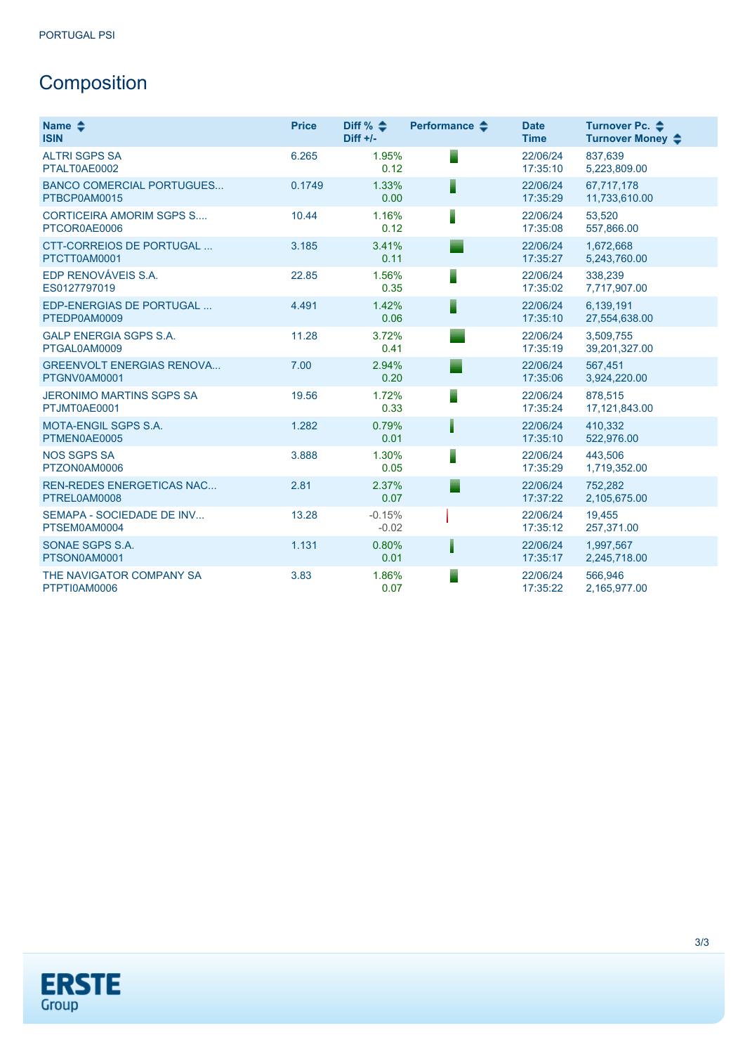PORTUGAL PSI

# Composition

| Name<br>ISIN | Price | Diff %<br>Diff +/- | Performance | Date<br>Time | Turnover Pc.<br>Turnover Money |
|---|---|---|---|---|---|
| ALTRI SGPS SA<br>PTALT0AE0002 | 6.265 | 1.95%<br>0.12 | | 22/06/24<br>17:35:10 | 837,639<br>5,223,809.00 |
| BANCO COMERCIAL PORTUGUES...<br>PTBCP0AM0015 | 0.1749 | 1.33%<br>0.00 | | 22/06/24<br>17:35:29 | 67,717,178<br>11,733,610.00 |
| CORTICEIRA AMORIM SGPS S....<br>PTCOR0AE0006 | 10.44 | 1.16%<br>0.12 | | 22/06/24<br>17:35:08 | 53,520<br>557,866.00 |
| CTT-CORREIOS DE PORTUGAL ...<br>PTCTT0AM0001 | 3.185 | 3.41%<br>0.11 | | 22/06/24<br>17:35:27 | 1,672,668<br>5,243,760.00 |
| EDP RENOVÁVEIS S.A.<br>ES0127797019 | 22.85 | 1.56%<br>0.35 | | 22/06/24<br>17:35:02 | 338,239<br>7,717,907.00 |
| EDP-ENERGIAS DE PORTUGAL ...<br>PTEDP0AM0009 | 4.491 | 1.42%<br>0.06 | | 22/06/24<br>17:35:10 | 6,139,191<br>27,554,638.00 |
| GALP ENERGIA SGPS S.A.<br>PTGAL0AM0009 | 11.28 | 3.72%<br>0.41 | | 22/06/24<br>17:35:19 | 3,509,755<br>39,201,327.00 |
| GREENVOLT ENERGIAS RENOVA...<br>PTGNV0AM0001 | 7.00 | 2.94%<br>0.20 | | 22/06/24<br>17:35:06 | 567,451<br>3,924,220.00 |
| JERONIMO MARTINS SGPS SA<br>PTJMT0AE0001 | 19.56 | 1.72%<br>0.33 | | 22/06/24<br>17:35:24 | 878,515<br>17,121,843.00 |
| MOTA-ENGIL SGPS S.A.<br>PTMEN0AE0005 | 1.282 | 0.79%<br>0.01 | | 22/06/24<br>17:35:10 | 410,332<br>522,976.00 |
| NOS SGPS SA<br>PTZON0AM0006 | 3.888 | 1.30%<br>0.05 | | 22/06/24<br>17:35:29 | 443,506<br>1,719,352.00 |
| REN-REDES ENERGETICAS NAC...<br>PTREL0AM0008 | 2.81 | 2.37%<br>0.07 | | 22/06/24<br>17:37:22 | 752,282<br>2,105,675.00 |
| SEMAPA - SOCIEDADE DE INV...<br>PTSEM0AM0004 | 13.28 | -0.15%<br>-0.02 | | 22/06/24<br>17:35:12 | 19,455<br>257,371.00 |
| SONAE SGPS S.A.<br>PTSON0AM0001 | 1.131 | 0.80%<br>0.01 | | 22/06/24<br>17:35:17 | 1,997,567<br>2,245,718.00 |
| THE NAVIGATOR COMPANY SA<br>PTPTI0AM0006 | 3.83 | 1.86%<br>0.07 | | 22/06/24<br>17:35:22 | 566,946<br>2,165,977.00 |